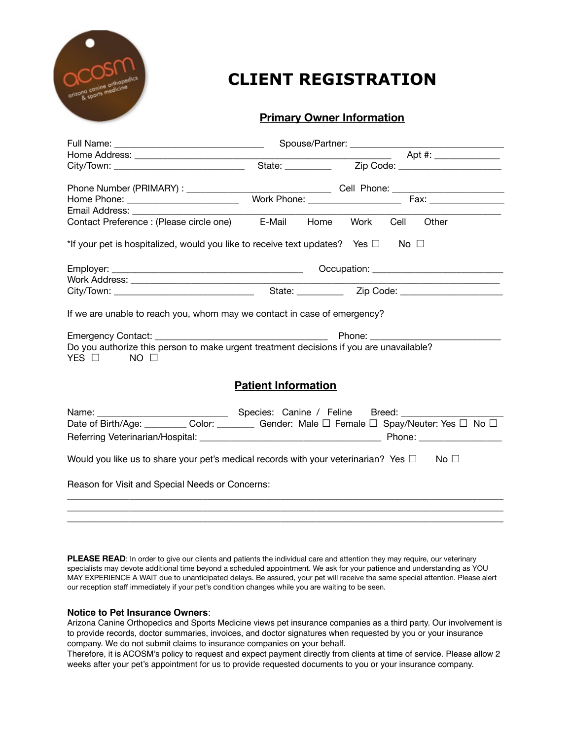# CLIENT REGISTRATION

## Primary Owner Information

Full Name: ______________________________ Spouse/Partner: ______________________________
Home Address: ____________________________________________________ Apt #: _____________
City/Town: __________________________ State: _________ Zip Code: ____________________

Phone Number (PRIMARY) : ____________________________ Cell Phone: ______________________
Home Phone: ______________________ Work Phone: __________________ Fax: _______________
Email Address: ________________________________________________________________________
Contact Preference : (Please circle one) E-Mail Home Work Cell Other

*If your pet is hospitalized, would you like to receive text updates? Yes ☐ No ☐

Employer: ______________________________________ Occupation: _________________________
Work Address: _________________________________________________________________________
City/Town: ____________________________ State: _________ Zip Code: ____________________

If we are unable to reach you, whom may we contact in case of emergency?

Emergency Contact: ___________________________________ Phone: _________________________
Do you authorize this person to make urgent treatment decisions if you are unavailable?
YES ☐ NO ☐

## Patient Information

Name: _________________________ Species: Canine / Feline Breed: ____________________
Date of Birth/Age: ________ Color: ________ Gender: Male ☐ Female ☐ Spay/Neuter: Yes ☐ No ☐
Referring Veterinarian/Hospital: ____________________________________ Phone: ________________

Would you like us to share your pet's medical records with your veterinarian? Yes ☐ No ☐

Reason for Visit and Special Needs or Concerns:
________________________________________________________________________________________
________________________________________________________________________________________
________________________________________________________________________________________

**PLEASE READ**: In order to give our clients and patients the individual care and attention they may require, our veterinary specialists may devote additional time beyond a scheduled appointment. We ask for your patience and understanding as YOU MAY EXPERIENCE A WAIT due to unanticipated delays. Be assured, your pet will receive the same special attention. Please alert our reception staff immediately if your pet's condition changes while you are waiting to be seen.

**Notice to Pet Insurance Owners**:
Arizona Canine Orthopedics and Sports Medicine views pet insurance companies as a third party. Our involvement is to provide records, doctor summaries, invoices, and doctor signatures when requested by you or your insurance company. We do not submit claims to insurance companies on your behalf.
Therefore, it is ACOSM's policy to request and expect payment directly from clients at time of service. Please allow 2 weeks after your pet's appointment for us to provide requested documents to you or your insurance company.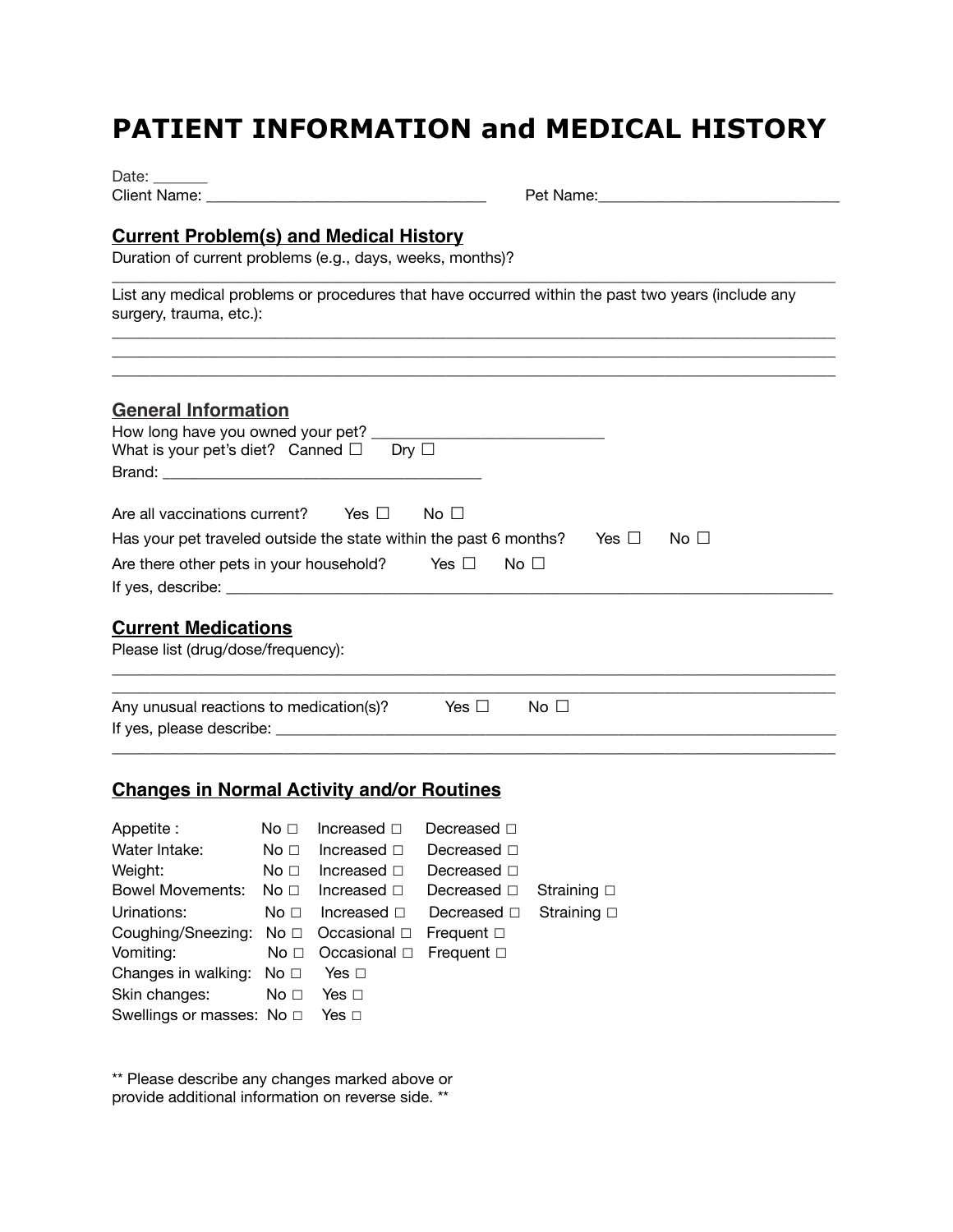# PATIENT INFORMATION and MEDICAL HISTORY

Date: _______
Client Name: ___________________________________ Pet Name:______________________________

## Current Problem(s) and Medical History

Duration of current problems (e.g., days, weeks, months)?
___________________________________________________________________________________________

List any medical problems or procedures that have occurred within the past two years (include any surgery, trauma, etc.):
___________________________________________________________________________________________
___________________________________________________________________________________________
___________________________________________________________________________________________

## General Information

How long have you owned your pet? ____________________________
What is your pet's diet? Canned ☐ Dry ☐
Brand: ________________________________________

Are all vaccinations current? Yes ☐ No ☐

Has your pet traveled outside the state within the past 6 months? Yes ☐ No ☐

Are there other pets in your household? Yes ☐ No ☐
If yes, describe: ______________________________________________________________________________

## Current Medications

Please list (drug/dose/frequency):
___________________________________________________________________________________________
___________________________________________________________________________________________

Any unusual reactions to medication(s)? Yes ☐ No ☐
If yes, please describe: __________________________________________________________________________
___________________________________________________________________________________________

## Changes in Normal Activity and/or Routines

| | | | | |
|---|---|---|---|---|
| Appetite : | No □ | Increased □ | Decreased □ | |
| Water Intake: | No □ | Increased □ | Decreased □ | |
| Weight: | No □ | Increased □ | Decreased □ | |
| Bowel Movements: | No □ | Increased □ | Decreased □ | Straining □ |
| Urinations: | No □ | Increased □ | Decreased □ | Straining □ |
| Coughing/Sneezing: | No □ | Occasional □ | Frequent □ | |
| Vomiting: | No □ | Occasional □ | Frequent □ | |
| Changes in walking: | No □ | Yes □ | | |
| Skin changes: | No □ | Yes □ | | |
| Swellings or masses: | No □ | Yes □ | | |

** Please describe any changes marked above or provide additional information on reverse side. **